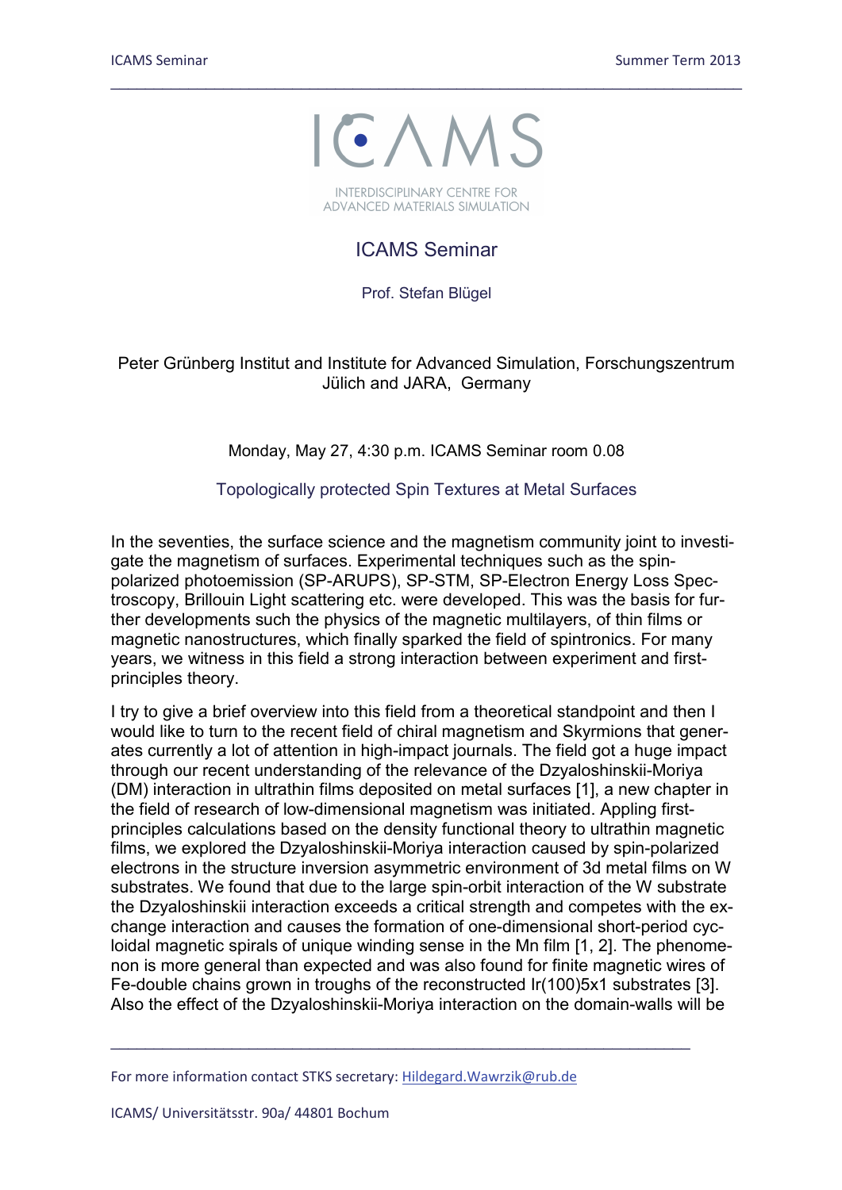# ICAMS Seminar

INTERDISCIPLINARY CENTRE FOR ADVANCED MATERIALS SIMULATION

## ICAMS Seminar

Prof. Stefan Blügel

Peter Grünberg Institut and Institute for Advanced Simulation, Forschungszentrum Jülich and JARA, Germany

Monday, May 27, 4:30 p.m. ICAMS Seminar room 0.08

### Topologically protected Spin Textures at Metal Surfaces

In the seventies, the surface science and the magnetism community joint to investigate the magnetism of surfaces. Experimental techniques such as the spin-polarized photoemission (SP-ARUPS), SP-STM, SP-Electron Energy Loss Spectroscopy, Brillouin Light scattering etc. were developed. This was the basis for further developments such the physics of the magnetic multilayers, of thin films or magnetic nanostructures, which finally sparked the field of spintronics. For many years, we witness in this field a strong interaction between experiment and first-principles theory.

I try to give a brief overview into this field from a theoretical standpoint and then I would like to turn to the recent field of chiral magnetism and Skyrmions that generates currently a lot of attention in high-impact journals. The field got a huge impact through our recent understanding of the relevance of the Dzyaloshinskii-Moriya (DM) interaction in ultrathin films deposited on metal surfaces [1], a new chapter in the field of research of low-dimensional magnetism was initiated. Appling first-principles calculations based on the density functional theory to ultrathin magnetic films, we explored the Dzyaloshinskii-Moriya interaction caused by spin-polarized electrons in the structure inversion asymmetric environment of 3d metal films on W substrates. We found that due to the large spin-orbit interaction of the W substrate the Dzyaloshinskii interaction exceeds a critical strength and competes with the exchange interaction and causes the formation of one-dimensional short-period cycloidal magnetic spirals of unique winding sense in the Mn film [1, 2]. The phenomenon is more general than expected and was also found for finite magnetic wires of Fe-double chains grown in troughs of the reconstructed Ir(100)5x1 substrates [3]. Also the effect of the Dzyaloshinskii-Moriya interaction on the domain-walls will be

For more information contact STKS secretary: Hildegard.Wawrzik@rub.de

ICAMS/ Universitätsstr. 90a/ 44801 Bochum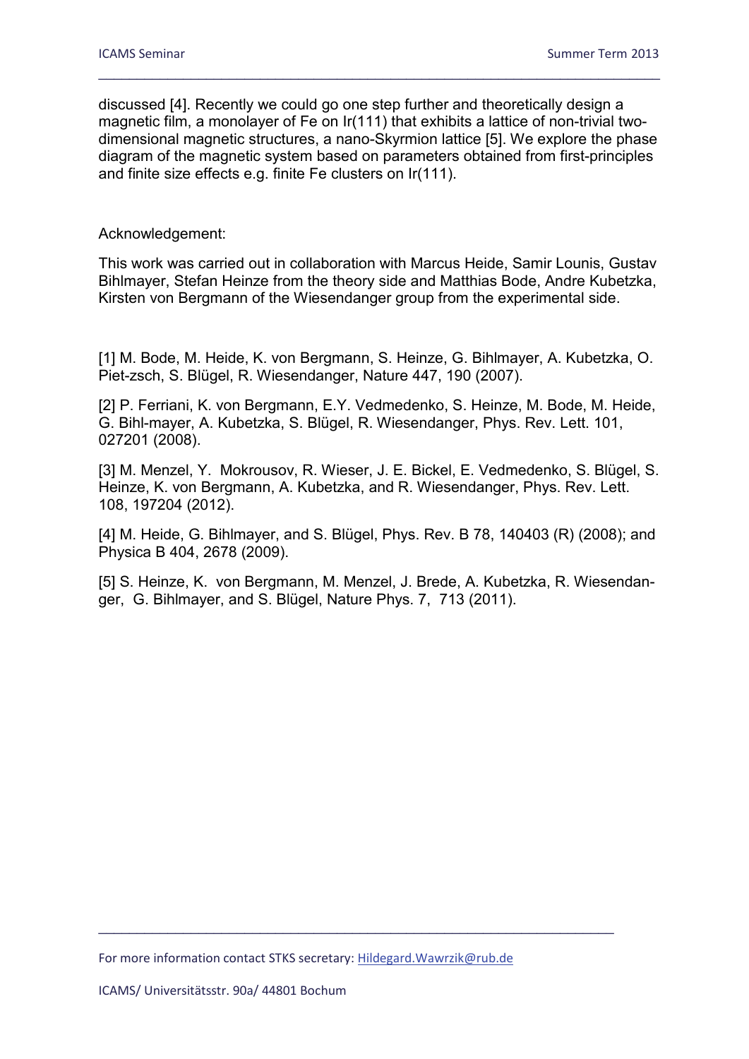discussed [4]. Recently we could go one step further and theoretically design a magnetic film, a monolayer of Fe on Ir(111) that exhibits a lattice of non-trivial two-dimensional magnetic structures, a nano-Skyrmion lattice [5]. We explore the phase diagram of the magnetic system based on parameters obtained from first-principles and finite size effects e.g. finite Fe clusters on Ir(111).

Acknowledgement:

This work was carried out in collaboration with Marcus Heide, Samir Lounis, Gustav Bihlmayer, Stefan Heinze from the theory side and Matthias Bode, Andre Kubetzka, Kirsten von Bergmann of the Wiesendanger group from the experimental side.

[1] M. Bode, M. Heide, K. von Bergmann, S. Heinze, G. Bihlmayer, A. Kubetzka, O. Piet-zsch, S. Blügel, R. Wiesendanger, Nature 447, 190 (2007).

[2] P. Ferriani, K. von Bergmann, E.Y. Vedmedenko, S. Heinze, M. Bode, M. Heide, G. Bihl-mayer, A. Kubetzka, S. Blügel, R. Wiesendanger, Phys. Rev. Lett. 101, 027201 (2008).

[3] M. Menzel, Y. Mokrousov, R. Wieser, J. E. Bickel, E. Vedmedenko, S. Blügel, S. Heinze, K. von Bergmann, A. Kubetzka, and R. Wiesendanger, Phys. Rev. Lett. 108, 197204 (2012).

[4] M. Heide, G. Bihlmayer, and S. Blügel, Phys. Rev. B 78, 140403 (R) (2008); and Physica B 404, 2678 (2009).

[5] S. Heinze, K. von Bergmann, M. Menzel, J. Brede, A. Kubetzka, R. Wiesendan-ger, G. Bihlmayer, and S. Blügel, Nature Phys. 7, 713 (2011).

For more information contact STKS secretary: Hildegard.Wawrzik@rub.de

ICAMS/ Universitätsstr. 90a/ 44801 Bochum